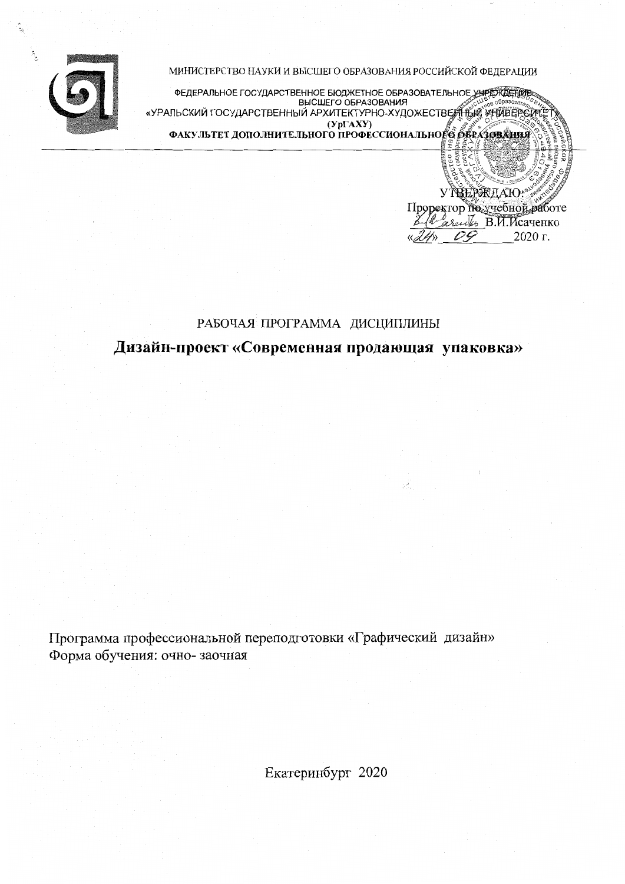МИНИСТЕРСТВО НАУКИ И ВЫСШЕГО ОБРАЗОВАНИЯ РОССИЙСКОЙ ФЕДЕРАЦИИ

ФЕДЕРАЛЬНОЕ ГОСУДАРСТВЕННОЕ БЮДЖЕТНОЕ ОБРАЗОВАТЕЛЬНОЕ УЧРЕЖДЕНИЕ ВЫСШЕГО ОБРАЗОВАНИЯ
«УРАЛЬСКИЙ ГОСУДАРСТВЕННЫЙ АРХИТЕКТУРНО-ХУДОЖЕСТВЕННЫЙ УНИВЕРСИТЕТ»
(УрГАХУ)
**ФАКУЛЬТЕТ ДОПОЛНИТЕЛЬНОГО ПРОФЕССИОНАЛЬНОГО ОБРАЗОВАНИЯ**

УТВЕРЖДАЮ:
Проректор по учебной работе
\_\_\_\_\_\_ В.И.Исаченко
«24» 09 2020 г.

РАБОЧАЯ ПРОГРАММА ДИСЦИПЛИНЫ

# Дизайн-проект «Современная продающая упаковка»

Программа профессиональной переподготовки «Графический дизайн»
Форма обучения: очно- заочная

Екатеринбург 2020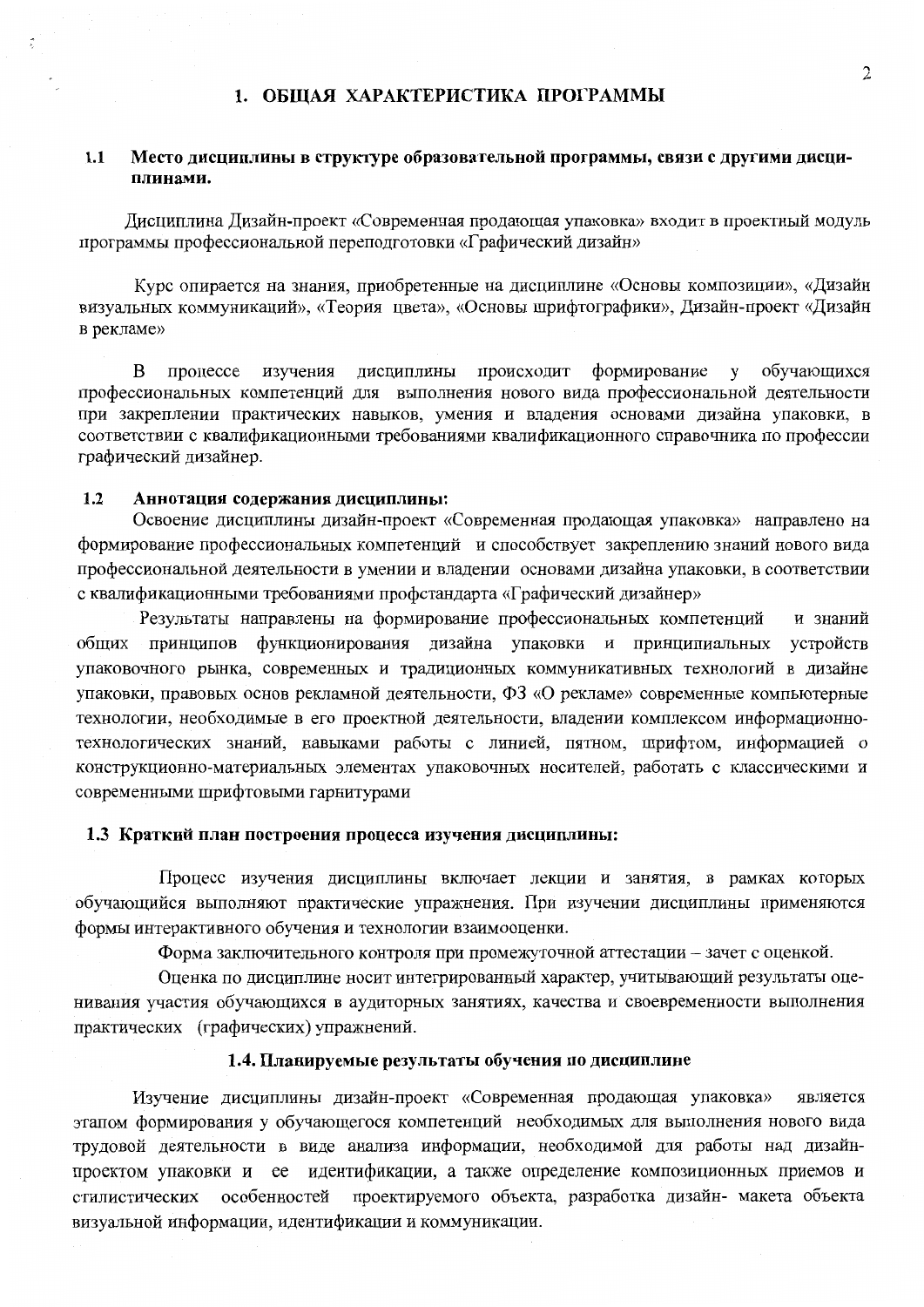# 1. ОБЩАЯ ХАРАКТЕРИСТИКА ПРОГРАММЫ

## 1.1 Место дисциплины в структуре образовательной программы, связи с другими дисциплинами.

Дисциплина Дизайн-проект «Современная продающая упаковка» входит в проектный модуль программы профессиональной переподготовки «Графический дизайн»

Курс опирается на знания, приобретенные на дисциплине «Основы композиции», «Дизайн визуальных коммуникаций», «Теория цвета», «Основы шрифтографики», Дизайн-проект «Дизайн в рекламе»

В процессе изучения дисциплины происходит формирование у обучающихся профессиональных компетенций для выполнения нового вида профессиональной деятельности при закреплении практических навыков, умения и владения основами дизайна упаковки, в соответствии с квалификационными требованиями квалификационного справочника по профессии графический дизайнер.

## 1.2 Аннотация содержания дисциплины:

Освоение дисциплины дизайн-проект «Современная продающая упаковка» направлено на формирование профессиональных компетенций и способствует закреплению знаний нового вида профессиональной деятельности в умении и владении основами дизайна упаковки, в соответствии с квалификационными требованиями профстандарта «Графический дизайнер»

Результаты направлены на формирование профессиональных компетенций и знаний общих принципов функционирования дизайна упаковки и принципиальных устройств упаковочного рынка, современных и традиционных коммуникативных технологий в дизайне упаковки, правовых основ рекламной деятельности, ФЗ «О рекламе» современные компьютерные технологии, необходимые в его проектной деятельности, владении комплексом информационно-технологических знаний, навыками работы с линией, пятном, шрифтом, информацией о конструкционно-материальных элементах упаковочных носителей, работать с классическими и современными шрифтовыми гарнитурами

## 1.3 Краткий план построения процесса изучения дисциплины:

Процесс изучения дисциплины включает лекции и занятия, в рамках которых обучающийся выполняют практические упражнения. При изучении дисциплины применяются формы интерактивного обучения и технологии взаимооценки.

Форма заключительного контроля при промежуточной аттестации – зачет с оценкой.

Оценка по дисциплине носит интегрированный характер, учитывающий результаты оценивания участия обучающихся в аудиторных занятиях, качества и своевременности выполнения практических (графических) упражнений.

## 1.4. Планируемые результаты обучения по дисциплине

Изучение дисциплины дизайн-проект «Современная продающая упаковка» является этапом формирования у обучающегося компетенций необходимых для выполнения нового вида трудовой деятельности в виде анализа информации, необходимой для работы над дизайн-проектом упаковки и ее идентификации, а также определение композиционных приемов и стилистических особенностей проектируемого объекта, разработка дизайн- макета объекта визуальной информации, идентификации и коммуникации.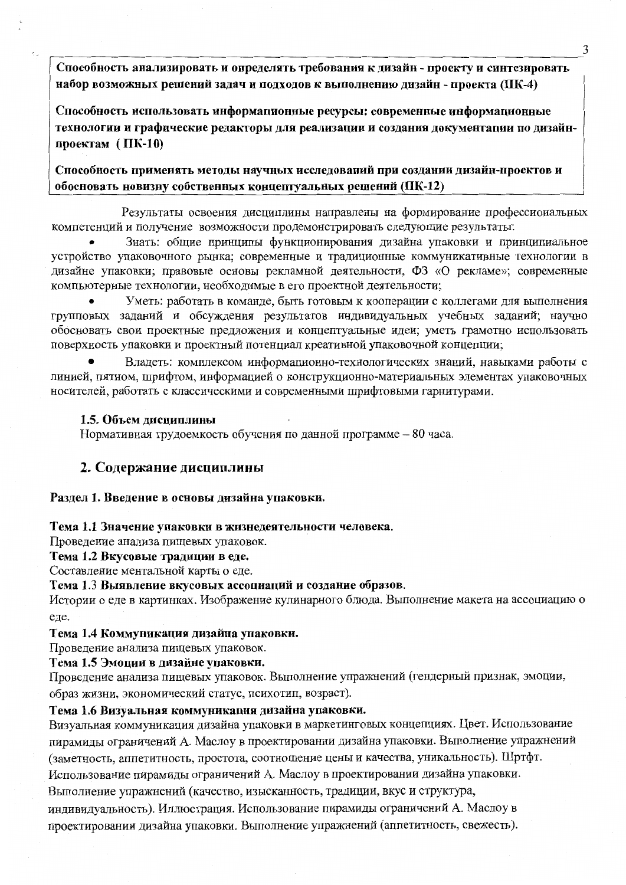**Способность анализировать и определять требования к дизайн - проекту и синтезировать набор возможных решений задач и подходов к выполнению дизайн - проекта (ПК-4)**

**Способность использовать информационные ресурсы: современные информационные технологии и графические редакторы для реализации и создания документации по дизайн-проектам ( ПК-10)**

**Способность применять методы научных исследований при создании дизайн-проектов и обосновать новизну собственных концептуальных решений (ПК-12)**

Результаты освоения дисциплины направлены на формирование профессиональных компетенций и получение возможности продемонстрировать следующие результаты:

- Знать: общие принципы функционирования дизайна упаковки и принципиальное устройство упаковочного рынка; современные и традиционные коммуникативные технологии в дизайне упаковки; правовые основы рекламной деятельности, ФЗ «О рекламе»; современные компьютерные технологии, необходимые в его проектной деятельности;
- Уметь: работать в команде, быть готовым к кооперации с коллегами для выполнения групповых заданий и обсуждения результатов индивидуальных учебных заданий; научно обосновать свои проектные предложения и концептуальные идеи; уметь грамотно использовать поверхность упаковки и проектный потенциал креативной упаковочной концепции;
- Владеть: комплексом информационно-технологических знаний, навыками работы с линией, пятном, шрифтом, информацией о конструкционно-материальных элементах упаковочных носителей, работать с классическими и современными шрифтовыми гарнитурами.

### 1.5. Объем дисциплины

Нормативная трудоемкость обучения по данной программе – 80 часа.

## 2. Содержание дисциплины

**Раздел 1. Введение в основы дизайна упаковки.**

**Тема 1.1 Значение упаковки в жизнедеятельности человека.**

Проведение анализа пищевых упаковок.

**Тема 1.2 Вкусовые традиции в еде.**

Составление ментальной карты о еде.

**Тема 1.3 Выявление вкусовых ассоциаций и создание образов.**

Истории о еде в картинках. Изображение кулинарного блюда. Выполнение макета на ассоциацию о еде.

**Тема 1.4 Коммуникация дизайна упаковки.**

Проведение анализа пищевых упаковок.

**Тема 1.5 Эмоции в дизайне упаковки.**

Проведение анализа пищевых упаковок. Выполнение упражнений (гендерный признак, эмоции, образ жизни, экономический статус, психотип, возраст).

**Тема 1.6 Визуальная коммуникация дизайна упаковки.**

Визуальная коммуникация дизайна упаковки в маркетинговых концепциях. Цвет. Использование пирамиды ограничений А. Маслоу в проектировании дизайна упаковки. Выполнение упражнений (заметность, аппетитность, простота, соотношение цены и качества, уникальность). Шртфт. Использование пирамиды ограничений А. Маслоу в проектировании дизайна упаковки. Выполнение упражнений (качество, изысканность, традиции, вкус и структура, индивидуальность). Иллюстрация. Использование пирамиды ограничений А. Маслоу в проектировании дизайна упаковки. Выполнение упражнений (аппетитность, свежесть).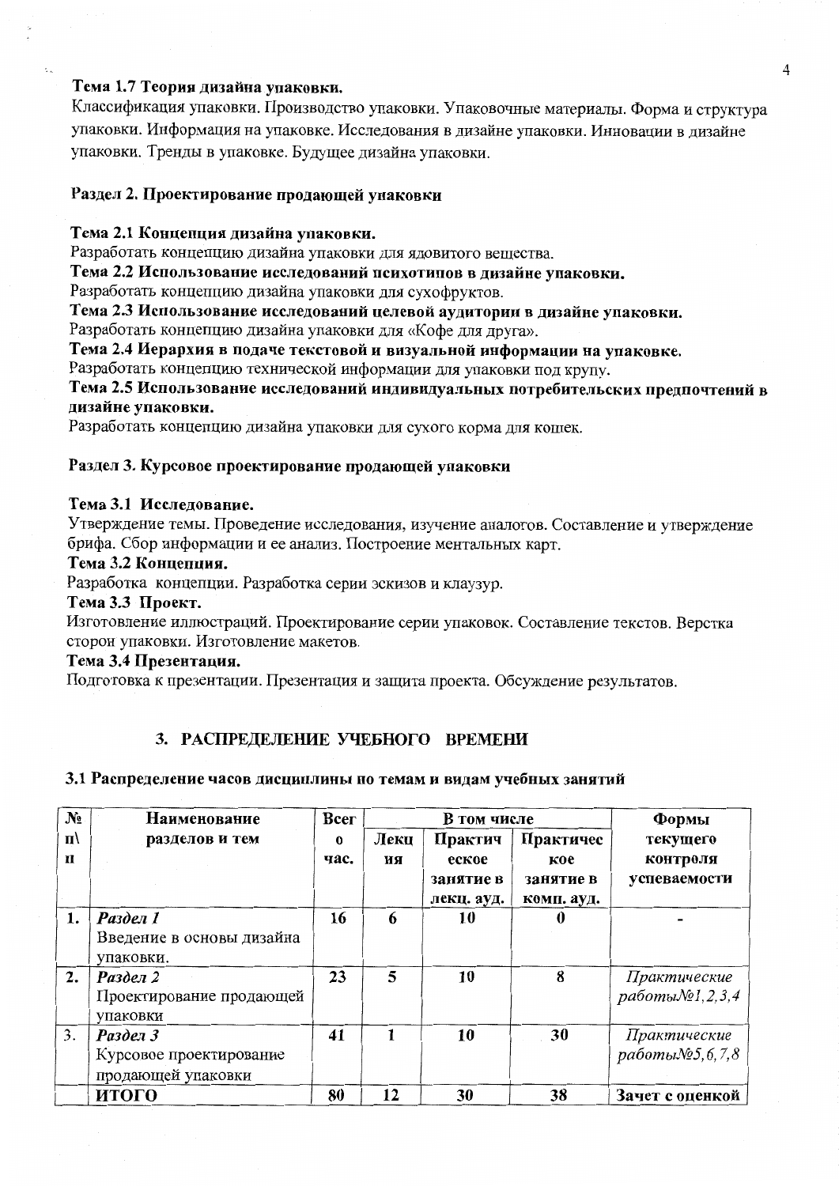**Тема 1.7 Теория дизайна упаковки.**

Классификация упаковки. Производство упаковки. Упаковочные материалы. Форма и структура упаковки. Информация на упаковке. Исследования в дизайне упаковки. Инновации в дизайне упаковки. Тренды в упаковке. Будущее дизайна упаковки.

**Раздел 2. Проектирование продающей упаковки**

**Тема 2.1 Концепция дизайна упаковки.**

Разработать концепцию дизайна упаковки для ядовитого вещества.

**Тема 2.2 Использование исследований психотипов в дизайне упаковки.**

Разработать концепцию дизайна упаковки для сухофруктов.

**Тема 2.3 Использование исследований целевой аудитории в дизайне упаковки.**

Разработать концепцию дизайна упаковки для «Кофе для друга».

**Тема 2.4 Иерархия в подаче текстовой и визуальной информации на упаковке.**

Разработать концепцию технической информации для упаковки под крупу.

**Тема 2.5 Использование исследований индивидуальных потребительских предпочтений в дизайне упаковки.**

Разработать концепцию дизайна упаковки для сухого корма для кошек.

**Раздел 3. Курсовое проектирование продающей упаковки**

**Тема 3.1 Исследование.**

Утверждение темы. Проведение исследования, изучение аналогов. Составление и утверждение брифа. Сбор информации и ее анализ. Построение ментальных карт.

**Тема 3.2 Концепция.**

Разработка концепции. Разработка серии эскизов и клаузур.

**Тема 3.3 Проект.**

Изготовление иллюстраций. Проектирование серии упаковок. Составление текстов. Верстка сторон упаковки. Изготовление макетов.

**Тема 3.4 Презентация.**

Подготовка к презентации. Презентация и защита проекта. Обсуждение результатов.

## 3. РАСПРЕДЕЛЕНИЕ УЧЕБНОГО ВРЕМЕНИ

### 3.1 Распределение часов дисциплины по темам и видам учебных занятий

| № п\п | Наименование разделов и тем | Всего час. | В том числе | | | Формы текущего контроля успеваемости |
|---|---|---|---|---|---|---|
| | | | Лекция | Практическое занятие в лекц. ауд. | Практическое занятие в комп. ауд. | |
| 1. | *Раздел 1* Введение в основы дизайна упаковки. | 16 | 6 | 10 | 0 | - |
| 2. | *Раздел 2* Проектирование продающей упаковки | 23 | 5 | 10 | 8 | *Практические работы№1,2,3,4* |
| 3. | *Раздел 3* Курсовое проектирование продающей упаковки | 41 | 1 | 10 | 30 | *Практические работы№5,6,7,8* |
| | **ИТОГО** | **80** | **12** | **30** | **38** | **Зачет с оценкой** |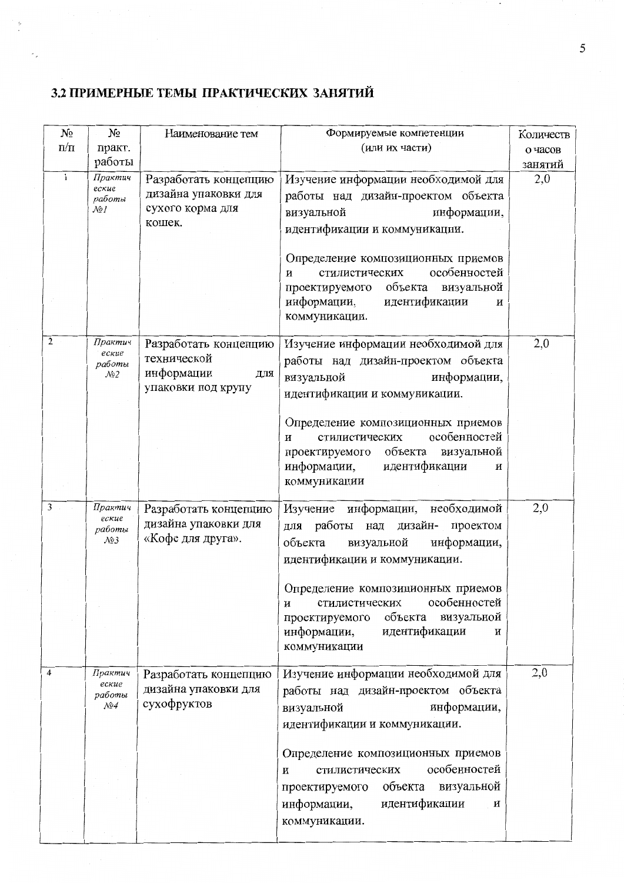## 3.2 ПРИМЕРНЫЕ ТЕМЫ ПРАКТИЧЕСКИХ ЗАНЯТИЙ

| № п/п | № практ. работы | Наименование тем | Формируемые компетенции (или их части) | Количество часов занятий |
|---|---|---|---|---|
| 1 | *Практические работы №1* | Разработать концепцию дизайна упаковки для сухого корма для кошек. | Изучение информации необходимой для работы над дизайн-проектом объекта визуальной информации, идентификации и коммуникации.<br><br>Определение композиционных приемов и стилистических особенностей проектируемого объекта визуальной информации, идентификации и коммуникации. | 2,0 |
| 2 | *Практические работы №2* | Разработать концепцию технической информации для упаковки под крупу | Изучение информации необходимой для работы над дизайн-проектом объекта визуальной информации, идентификации и коммуникации.<br><br>Определение композиционных приемов и стилистических особенностей проектируемого объекта визуальной информации, идентификации и коммуникации | 2,0 |
| 3 | *Практические работы №3* | Разработать концепцию дизайна упаковки для «Кофе для друга». | Изучение информации, необходимой для работы над дизайн- проектом объекта визуальной информации, идентификации и коммуникации.<br><br>Определение композиционных приемов и стилистических особенностей проектируемого объекта визуальной информации, идентификации и коммуникации | 2,0 |
| 4 | *Практические работы №4* | Разработать концепцию дизайна упаковки для сухофруктов | Изучение информации необходимой для работы над дизайн-проектом объекта визуальной информации, идентификации и коммуникации.<br><br>Определение композиционных приемов и стилистических особенностей проектируемого объекта визуальной информации, идентификации и коммуникации. | 2,0 |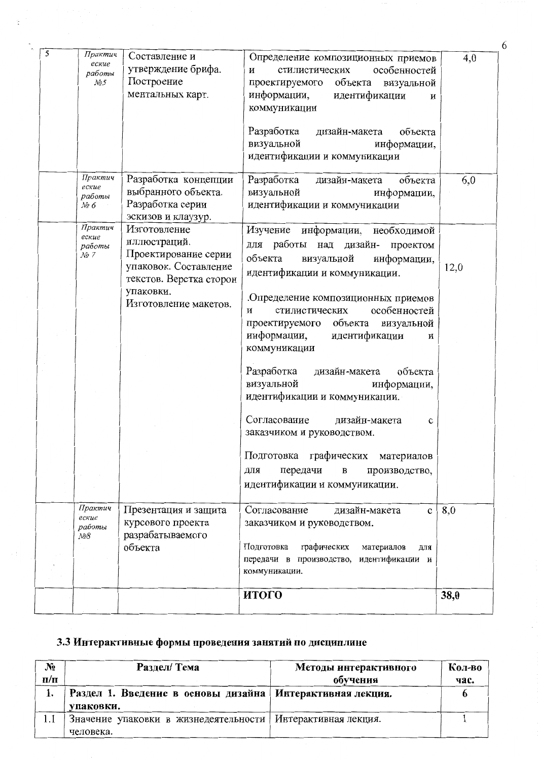| | | | | |
|---|---|---|---|---|
| 5 | *Практические работы №5* | Составление и утверждение брифа. Построение ментальных карт. | Определение композиционных приемов и стилистических особенностей проектируемого объекта визуальной информации, идентификации и коммуникации<br><br>Разработка дизайн-макета объекта визуальной информации, идентификации и коммуникации | 4,0 |
| | *Практические работы № 6* | Разработка концепции выбранного объекта. Разработка серии эскизов и клаузур. | Разработка дизайн-макета объекта визуальной информации, идентификации и коммуникации | 6,0 |
| | *Практические работы № 7* | Изготовление иллюстраций. Проектирование серии упаковок. Составление текстов. Верстка сторон упаковки. Изготовление макетов. | Изучение информации, необходимой для работы над дизайн- проектом объекта визуальной информации, идентификации и коммуникации.<br><br>.Определение композиционных приемов и стилистических особенностей проектируемого объекта визуальной информации, идентификации и коммуникации<br><br>Разработка дизайн-макета объекта визуальной информации, идентификации и коммуникации.<br><br>Согласование дизайн-макета с заказчиком и руководством.<br><br>Подготовка графических материалов для передачи в производство, идентификации и коммуникации. | 12,0 |
| | *Практические работы №8* | Презентация и защита курсового проекта разрабатываемого объекта | Согласование дизайн-макета с заказчиком и руководством.<br><br>Подготовка графических материалов для передачи в производство, идентификации и коммуникации. | 8,0 |
| | | | **ИТОГО** | **38,0** |

### 3.3 Интерактивные формы проведения занятий по дисциплине

| № п/п | Раздел/ Тема | Методы интерактивного обучения | Кол-во час. |
|---|---|---|---|
| **1.** | **Раздел 1. Введение в основы дизайна упаковки.** | **Интерактивная лекция.** | **6** |
| 1.1 | Значение упаковки в жизнедеятельности человека. | Интерактивная лекция. | 1 |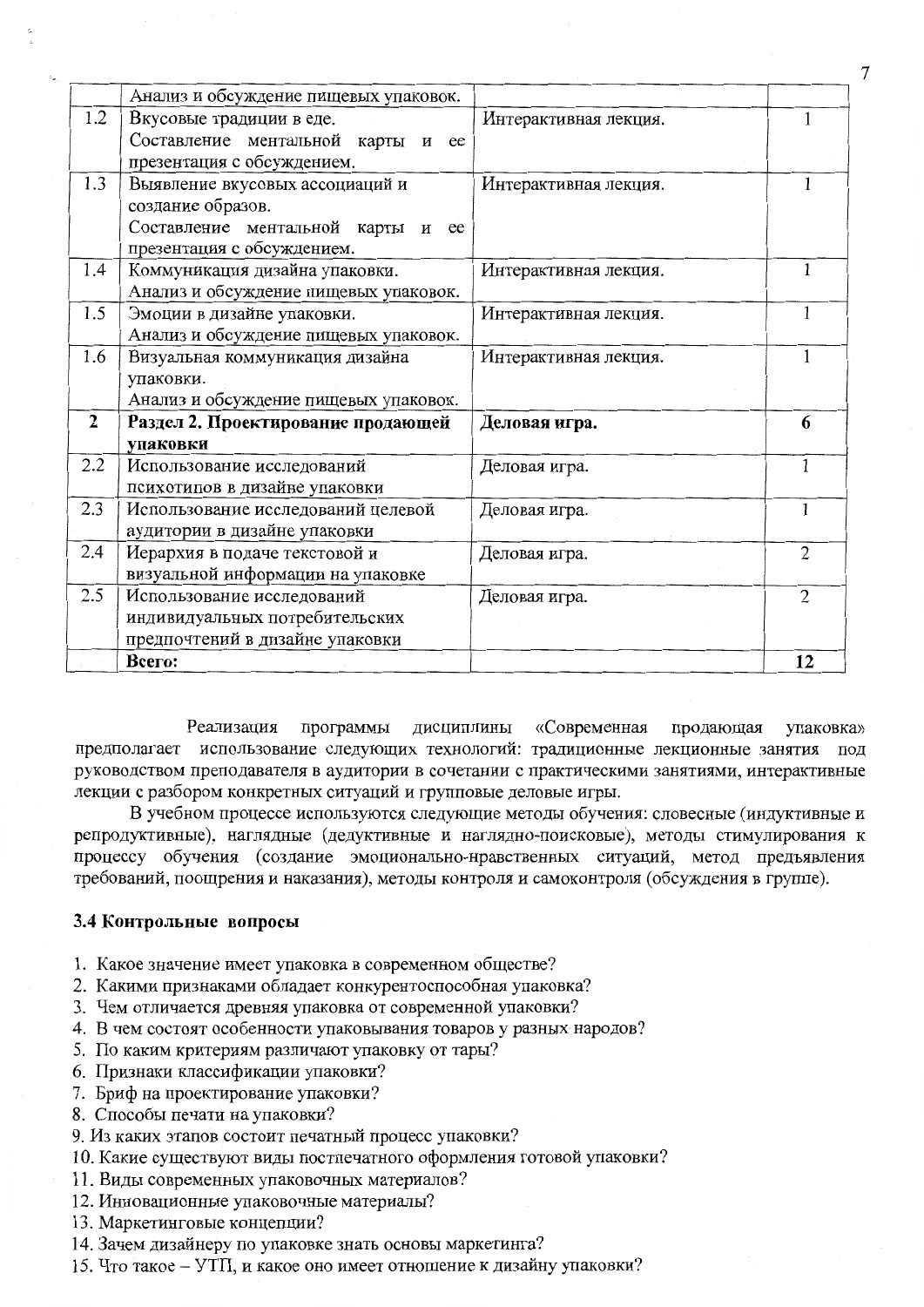| | | | |
|---|---|---|---|
| | Анализ и обсуждение пищевых упаковок. | | |
| 1.2 | Вкусовые традиции в еде. Составление ментальной карты и ее презентация с обсуждением. | Интерактивная лекция. | 1 |
| 1.3 | Выявление вкусовых ассоциаций и создание образов. Составление ментальной карты и ее презентация с обсуждением. | Интерактивная лекция. | 1 |
| 1.4 | Коммуникация дизайна упаковки. Анализ и обсуждение пищевых упаковок. | Интерактивная лекция. | 1 |
| 1.5 | Эмоции в дизайне упаковки. Анализ и обсуждение пищевых упаковок. | Интерактивная лекция. | 1 |
| 1.6 | Визуальная коммуникация дизайна упаковки. Анализ и обсуждение пищевых упаковок. | Интерактивная лекция. | 1 |
| **2** | **Раздел 2. Проектирование продающей упаковки** | **Деловая игра.** | **6** |
| 2.2 | Использование исследований психотипов в дизайне упаковки | Деловая игра. | 1 |
| 2.3 | Использование исследований целевой аудитории в дизайне упаковки | Деловая игра. | 1 |
| 2.4 | Иерархия в подаче текстовой и визуальной информации на упаковке | Деловая игра. | 2 |
| 2.5 | Использование исследований индивидуальных потребительских предпочтений в дизайне упаковки | Деловая игра. | 2 |
| | **Всего:** | | **12** |

Реализация программы дисциплины «Современная продающая упаковка» предполагает использование следующих технологий: традиционные лекционные занятия под руководством преподавателя в аудитории в сочетании с практическими занятиями, интерактивные лекции с разбором конкретных ситуаций и групповые деловые игры.

В учебном процессе используются следующие методы обучения: словесные (индуктивные и репродуктивные), наглядные (дедуктивные и наглядно-поисковые), методы стимулирования к процессу обучения (создание эмоционально-нравственных ситуаций, метод предъявления требований, поощрения и наказания), методы контроля и самоконтроля (обсуждения в группе).

### 3.4 Контрольные вопросы

1. Какое значение имеет упаковка в современном обществе?
2. Какими признаками обладает конкурентоспособная упаковка?
3. Чем отличается древняя упаковка от современной упаковки?
4. В чем состоят особенности упаковывания товаров у разных народов?
5. По каким критериям различают упаковку от тары?
6. Признаки классификации упаковки?
7. Бриф на проектирование упаковки?
8. Способы печати на упаковки?
9. Из каких этапов состоит печатный процесс упаковки?
10. Какие существуют виды постпечатного оформления готовой упаковки?
11. Виды современных упаковочных материалов?
12. Инновационные упаковочные материалы?
13. Маркетинговые концепции?
14. Зачем дизайнеру по упаковке знать основы маркетинга?
15. Что такое – УТП, и какое оно имеет отношение к дизайну упаковки?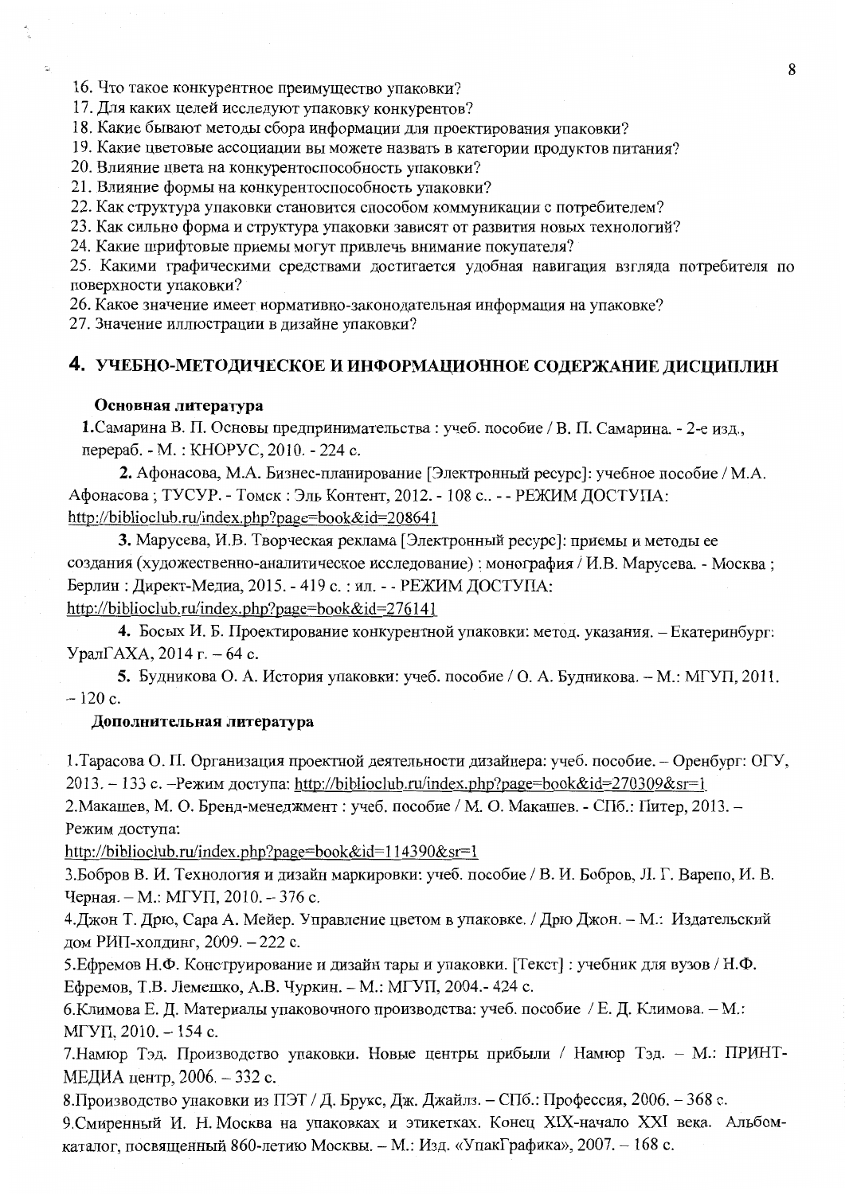16. Что такое конкурентное преимущество упаковки?
17. Для каких целей исследуют упаковку конкурентов?
18. Какие бывают методы сбора информации для проектирования упаковки?
19. Какие цветовые ассоциации вы можете назвать в категории продуктов питания?
20. Влияние цвета на конкурентоспособность упаковки?
21. Влияние формы на конкурентоспособность упаковки?
22. Как структура упаковки становится способом коммуникации с потребителем?
23. Как сильно форма и структура упаковки зависят от развития новых технологий?
24. Какие шрифтовые приемы могут привлечь внимание покупателя?
25. Какими графическими средствами достигается удобная навигация взгляда потребителя по поверхности упаковки?
26. Какое значение имеет нормативно-законодательная информация на упаковке?
27. Значение иллюстрации в дизайне упаковки?

## 4. УЧЕБНО-МЕТОДИЧЕСКОЕ И ИНФОРМАЦИОННОЕ СОДЕРЖАНИЕ ДИСЦИПЛИН

**Основная литература**

**1.** Самарина В. П. Основы предпринимательства : учеб. пособие / В. П. Самарина. - 2-е изд., перераб. - М. : КНОРУС, 2010. - 224 с.

**2.** Афонасова, М.А. Бизнес-планирование [Электронный ресурс]: учебное пособие / М.А. Афонасова ; ТУСУР. - Томск : Эль Контент, 2012. - 108 с.. - - РЕЖИМ ДОСТУПА: http://biblioclub.ru/index.php?page=book&id=208641

**3.** Марусева, И.В. Творческая реклама [Электронный ресурс]: приемы и методы ее создания (художественно-аналитическое исследование) : монография / И.В. Марусева. - Москва ; Берлин : Директ-Медиа, 2015. - 419 с. : ил. - - РЕЖИМ ДОСТУПА: http://biblioclub.ru/index.php?page=book&id=276141

**4.** Босых И. Б. Проектирование конкурентной упаковки: метод. указания. – Екатеринбург: УралГАХА, 2014 г. – 64 с.

**5.** Будникова О. А. История упаковки: учеб. пособие / О. А. Будникова. – М.: МГУП, 2011. – 120 с.

**Дополнительная литература**

1. Тарасова О. П. Организация проектной деятельности дизайнера: учеб. пособие. – Оренбург: ОГУ, 2013. – 133 с. –Режим доступа: http://biblioclub.ru/index.php?page=book&id=270309&sr=1
2. Макашев, М. О. Бренд-менеджмент : учеб. пособие / М. О. Макашев. - СПб.: Питер, 2013. – Режим доступа: http://biblioclub.ru/index.php?page=book&id=114390&sr=1
3. Бобров В. И. Технология и дизайн маркировки: учеб. пособие / В. И. Бобров, Л. Г. Варепо, И. В. Черная. – М.: МГУП, 2010. – 376 с.
4. Джон Т. Дрю, Сара А. Мейер. Управление цветом в упаковке. / Дрю Джон. – М.: Издательский дом РИП-холдинг, 2009. – 222 с.
5. Ефремов Н.Ф. Конструирование и дизайн тары и упаковки. [Текст] : учебник для вузов / Н.Ф. Ефремов, Т.В. Лемешко, А.В. Чуркин. – М.: МГУП, 2004.- 424 с.
6. Климова Е. Д. Материалы упаковочного производства: учеб. пособие / Е. Д. Климова. – М.: МГУП, 2010. – 154 с.
7. Намюр Тэд. Производство упаковки. Новые центры прибыли / Намюр Тэд. – М.: ПРИНТ-МЕДИА центр, 2006. – 332 с.
8. Производство упаковки из ПЭТ / Д. Брукс, Дж. Джайлз. – СПб.: Профессия, 2006. – 368 с.
9. Смиренный И. Н. Москва на упаковках и этикетках. Конец XIX-начало XXI века. Альбом-каталог, посвященный 860-летию Москвы. – М.: Изд. «УпакГрафика», 2007. – 168 с.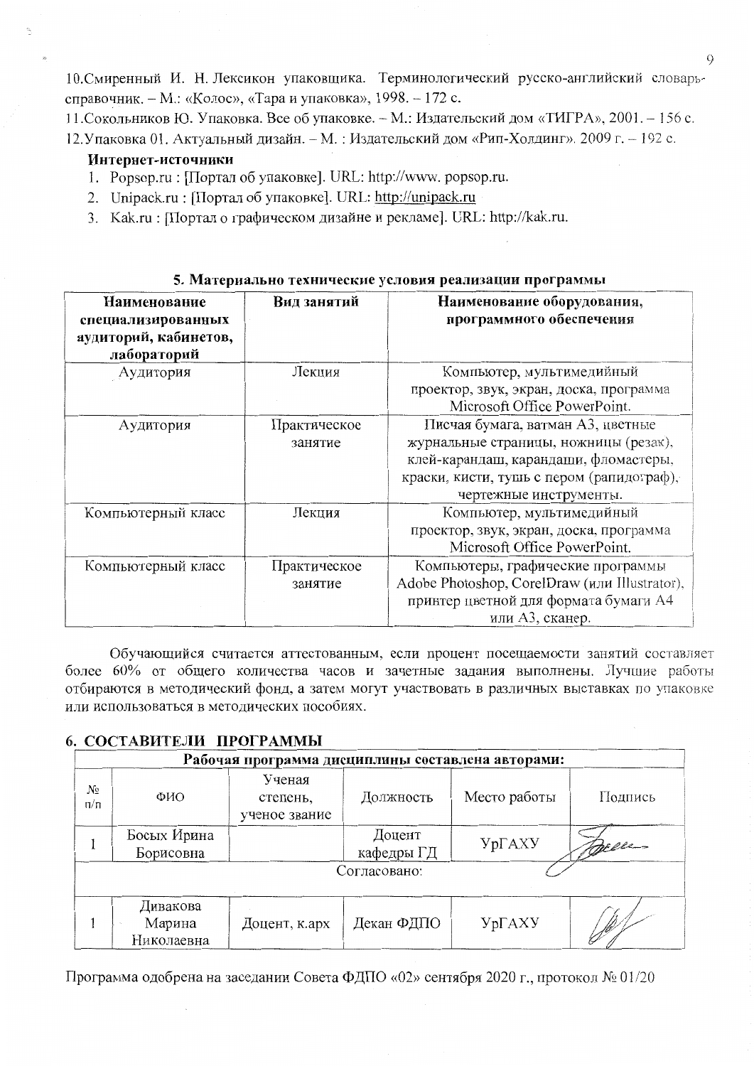10.Смиренный И. Н. Лексикон упаковщика. Терминологический русско-английский словарь-справочник. – М.: «Колос», «Тара и упаковка», 1998. – 172 с.

11.Сокольников Ю. Упаковка. Все об упаковке. – М.: Издательский дом «ТИГРА», 2001. – 156 с.

12.Упаковка 01. Актуальный дизайн. – М. : Издательский дом «Рип-Холдинг». 2009 г. – 192 с.

**Интернет-источники**

1. Popsop.ru : [Портал об упаковке]. URL: http://www. popsop.ru.
2. Unipack.ru : [Портал об упаковке]. URL: http://unipack.ru
3. Kak.ru : [Портал о графическом дизайне и рекламе]. URL: http://kak.ru.

## 5. Материально технические условия реализации программы

| Наименование специализированных аудиторий, кабинетов, лабораторий | Вид занятий | Наименование оборудования, программного обеспечения |
|---|---|---|
| Аудитория | Лекция | Компьютер, мультимедийный проектор, звук, экран, доска, программа Microsoft Office PowerPoint. |
| Аудитория | Практическое занятие | Писчая бумага, ватман А3, цветные журнальные страницы, ножницы (резак), клей-карандаш, карандаши, фломастеры, краски, кисти, тушь с пером (рапидограф), чертежные инструменты. |
| Компьютерный класс | Лекция | Компьютер, мультимедийный проектор, звук, экран, доска, программа Microsoft Office PowerPoint. |
| Компьютерный класс | Практическое занятие | Компьютеры, графические программы Adobe Photoshop, CorelDraw (или Illustrator), принтер цветной для формата бумаги А4 или А3, сканер. |

Обучающийся считается аттестованным, если процент посещаемости занятий составляет более 60% от общего количества часов и зачетные задания выполнены. Лучшие работы отбираются в методический фонд, а затем могут участвовать в различных выставках по упаковке или использоваться в методических пособиях.

## 6. СОСТАВИТЕЛИ ПРОГРАММЫ

| Рабочая программа дисциплины составлена авторами: | | | | | |
|---|---|---|---|---|---|
| № п/п | ФИО | Ученая степень, ученое звание | Должность | Место работы | Подпись |
| 1 | Босых Ирина Борисовна | | Доцент кафедры ГД | УрГАХУ | |
| Согласовано: | | | | | |
| 1 | Дивакова Марина Николаевна | Доцент, к.арх | Декан ФДПО | УрГАХУ | |

Программа одобрена на заседании Совета ФДПО «02» сентября 2020 г., протокол № 01/20